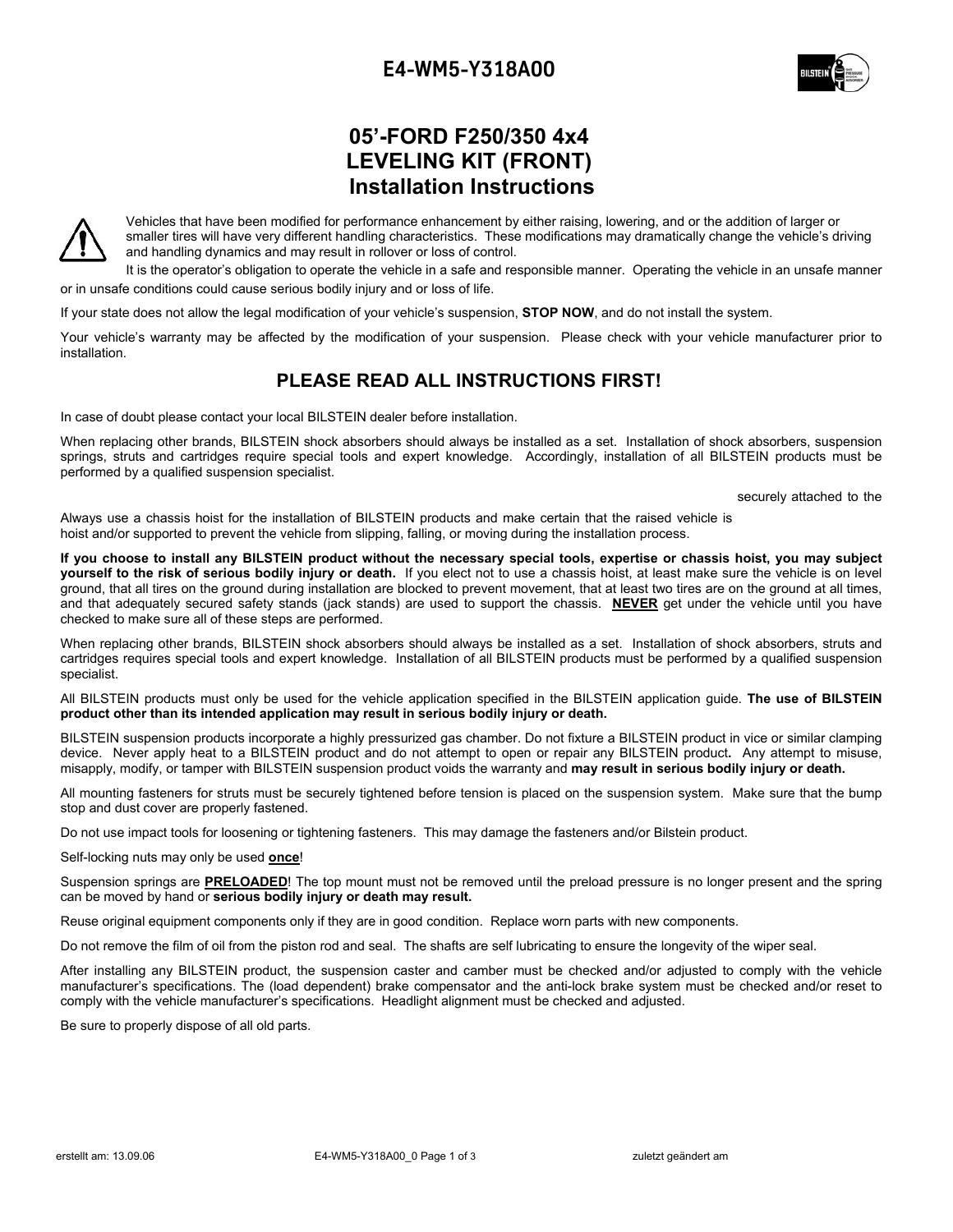E4-WM5-Y318A00

# 05'-FORD F250/350 4x4
# LEVELING KIT (FRONT)
# Installation Instructions

Vehicles that have been modified for performance enhancement by either raising, lowering, and or the addition of larger or smaller tires will have very different handling characteristics. These modifications may dramatically change the vehicle's driving and handling dynamics and may result in rollover or loss of control.

It is the operator's obligation to operate the vehicle in a safe and responsible manner. Operating the vehicle in an unsafe manner or in unsafe conditions could cause serious bodily injury and or loss of life.

If your state does not allow the legal modification of your vehicle's suspension, **STOP NOW**, and do not install the system.

Your vehicle's warranty may be affected by the modification of your suspension. Please check with your vehicle manufacturer prior to installation.

## PLEASE READ ALL INSTRUCTIONS FIRST!

In case of doubt please contact your local BILSTEIN dealer before installation.

When replacing other brands, BILSTEIN shock absorbers should always be installed as a set. Installation of shock absorbers, suspension springs, struts and cartridges require special tools and expert knowledge. Accordingly, installation of all BILSTEIN products must be performed by a qualified suspension specialist.

Always use a chassis hoist for the installation of BILSTEIN products and make certain that the raised vehicle is securely attached to the hoist and/or supported to prevent the vehicle from slipping, falling, or moving during the installation process.

**If you choose to install any BILSTEIN product without the necessary special tools, expertise or chassis hoist, you may subject yourself to the risk of serious bodily injury or death.** If you elect not to use a chassis hoist, at least make sure the vehicle is on level ground, that all tires on the ground during installation are blocked to prevent movement, that at least two tires are on the ground at all times, and that adequately secured safety stands (jack stands) are used to support the chassis. **NEVER** get under the vehicle until you have checked to make sure all of these steps are performed.

When replacing other brands, BILSTEIN shock absorbers should always be installed as a set. Installation of shock absorbers, struts and cartridges requires special tools and expert knowledge. Installation of all BILSTEIN products must be performed by a qualified suspension specialist.

All BILSTEIN products must only be used for the vehicle application specified in the BILSTEIN application guide. **The use of BILSTEIN product other than its intended application may result in serious bodily injury or death.**

BILSTEIN suspension products incorporate a highly pressurized gas chamber. Do not fixture a BILSTEIN product in vice or similar clamping device. Never apply heat to a BILSTEIN product and do not attempt to open or repair any BILSTEIN product**.** Any attempt to misuse, misapply, modify, or tamper with BILSTEIN suspension product voids the warranty and **may result in serious bodily injury or death.**

All mounting fasteners for struts must be securely tightened before tension is placed on the suspension system. Make sure that the bump stop and dust cover are properly fastened.

Do not use impact tools for loosening or tightening fasteners. This may damage the fasteners and/or Bilstein product.

Self-locking nuts may only be used **<u>once</u>**!

Suspension springs are **<u>PRELOADED</u>**! The top mount must not be removed until the preload pressure is no longer present and the spring can be moved by hand or **serious bodily injury or death may result.**

Reuse original equipment components only if they are in good condition. Replace worn parts with new components.

Do not remove the film of oil from the piston rod and seal. The shafts are self lubricating to ensure the longevity of the wiper seal.

After installing any BILSTEIN product, the suspension caster and camber must be checked and/or adjusted to comply with the vehicle manufacturer's specifications. The (load dependent) brake compensator and the anti-lock brake system must be checked and/or reset to comply with the vehicle manufacturer's specifications. Headlight alignment must be checked and adjusted.

Be sure to properly dispose of all old parts.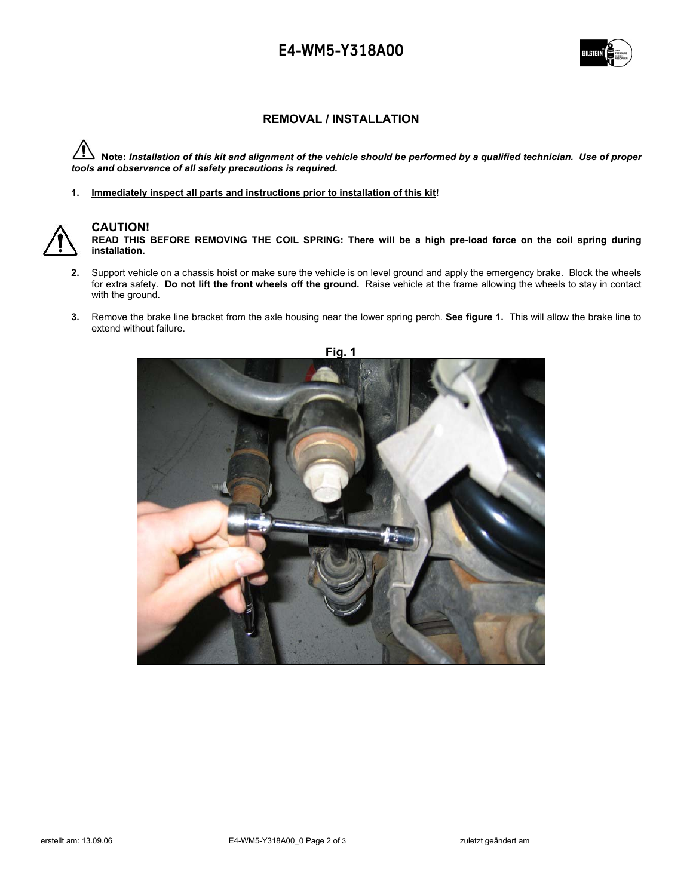## REMOVAL / INSTALLATION

⚠ **Note:** ***Installation of this kit and alignment of the vehicle should be performed by a qualified technician. Use of proper tools and observance of all safety precautions is required.***

1. **Immediately inspect all parts and instructions prior to installation of this kit!**

### CAUTION!

**READ THIS BEFORE REMOVING THE COIL SPRING: There will be a high pre-load force on the coil spring during installation.**

2. Support vehicle on a chassis hoist or make sure the vehicle is on level ground and apply the emergency brake. Block the wheels for extra safety. **Do not lift the front wheels off the ground.** Raise vehicle at the frame allowing the wheels to stay in contact with the ground.

3. Remove the brake line bracket from the axle housing near the lower spring perch. **See figure 1.** This will allow the brake line to extend without failure.

**Fig. 1**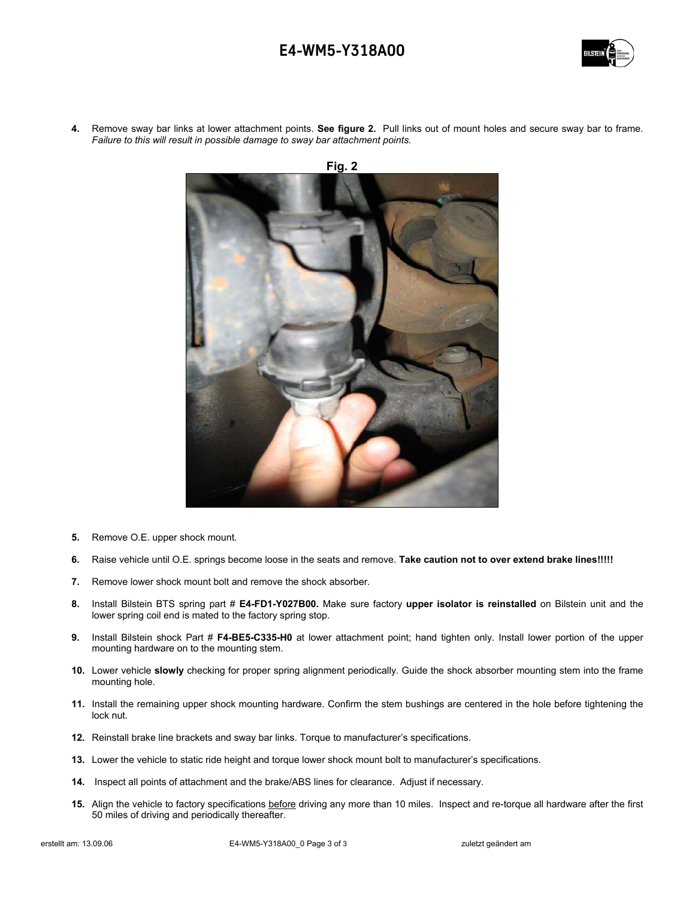4. Remove sway bar links at lower attachment points. **See figure 2.** Pull links out of mount holes and secure sway bar to frame. *Failure to this will result in possible damage to sway bar attachment points.*

**Fig. 2**

5. Remove O.E. upper shock mount.
6. Raise vehicle until O.E. springs become loose in the seats and remove. **Take caution not to over extend brake lines!!!!!**
7. Remove lower shock mount bolt and remove the shock absorber.
8. Install Bilstein BTS spring part # **E4-FD1-Y027B00.** Make sure factory **upper isolator is reinstalled** on Bilstein unit and the lower spring coil end is mated to the factory spring stop.
9. Install Bilstein shock Part # **F4-BE5-C335-H0** at lower attachment point; hand tighten only. Install lower portion of the upper mounting hardware on to the mounting stem.
10. Lower vehicle **slowly** checking for proper spring alignment periodically. Guide the shock absorber mounting stem into the frame mounting hole.
11. Install the remaining upper shock mounting hardware. Confirm the stem bushings are centered in the hole before tightening the lock nut.
12. Reinstall brake line brackets and sway bar links. Torque to manufacturer's specifications.
13. Lower the vehicle to static ride height and torque lower shock mount bolt to manufacturer's specifications.
14. Inspect all points of attachment and the brake/ABS lines for clearance. Adjust if necessary.
15. Align the vehicle to factory specifications <u>before</u> driving any more than 10 miles. Inspect and re-torque all hardware after the first 50 miles of driving and periodically thereafter.